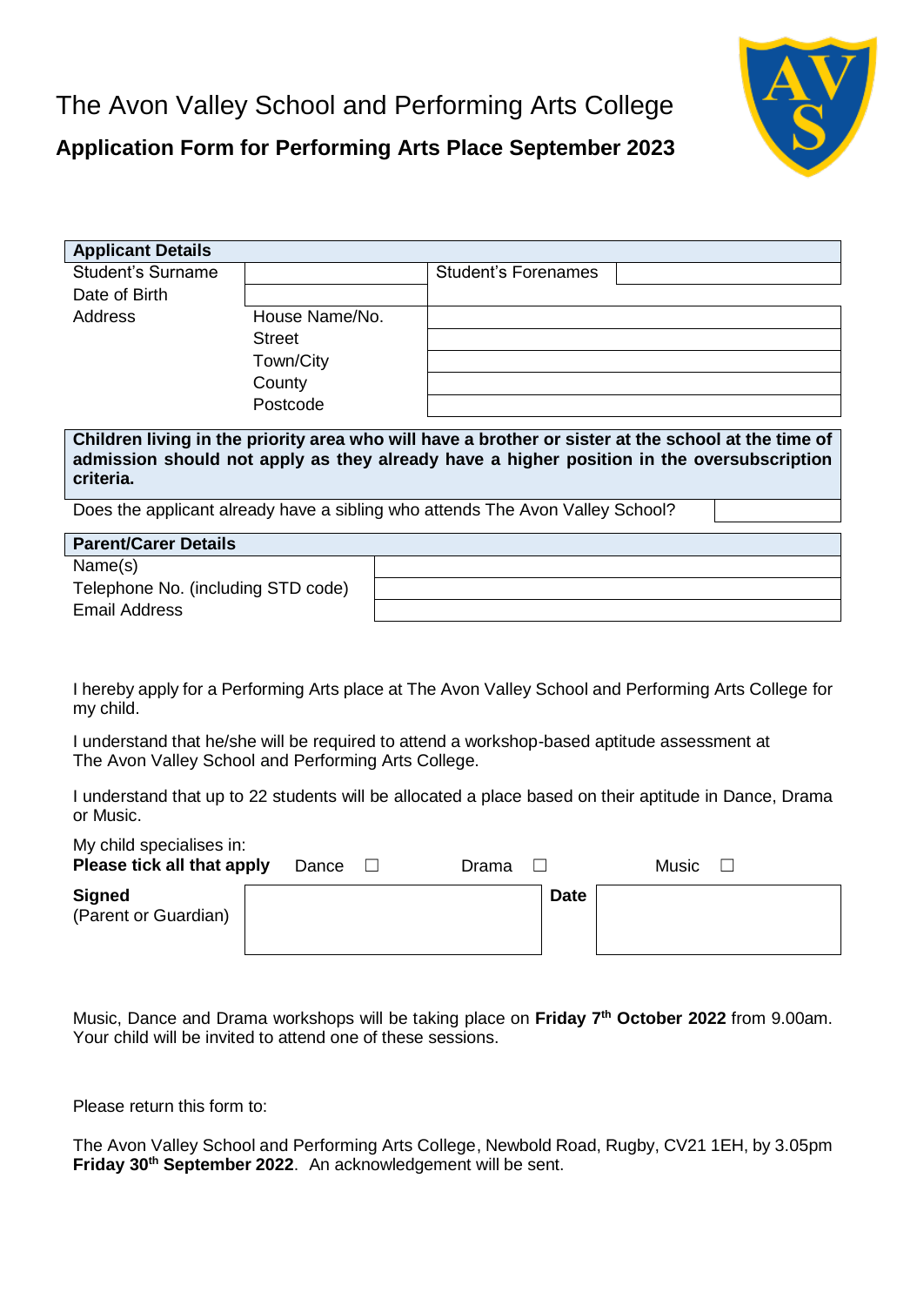# The Avon Valley School and Performing Arts College

## Application Form for Performing Arts Place September 2023

| **Applicant Details** | | | |
|---|---|---|---|
| Student's Surname | | Student's Forenames | |
| Date of Birth | | | |
| Address | House Name/No. | | |
| | Street | | |
| | Town/City | | |
| | County | | |
| | Postcode | | |

**Children living in the priority area who will have a brother or sister at the school at the time of admission should not apply as they already have a higher position in the oversubscription criteria.**

| Does the applicant already have a sibling who attends The Avon Valley School? | |
|---|---|

| **Parent/Carer Details** | |
|---|---|
| Name(s) | |
| Telephone No. (including STD code) | |
| Email Address | |

I hereby apply for a Performing Arts place at The Avon Valley School and Performing Arts College for my child.

I understand that he/she will be required to attend a workshop-based aptitude assessment at The Avon Valley School and Performing Arts College.

I understand that up to 22 students will be allocated a place based on their aptitude in Dance, Drama or Music.

My child specialises in:
**Please tick all that apply** Dance ☐ Drama ☐ Music ☐

| **Signed** (Parent or Guardian) | | **Date** | |
|---|---|---|---|

Music, Dance and Drama workshops will be taking place on **Friday 7th October 2022** from 9.00am. Your child will be invited to attend one of these sessions.

Please return this form to:

The Avon Valley School and Performing Arts College, Newbold Road, Rugby, CV21 1EH, by 3.05pm **Friday 30th September 2022**. An acknowledgement will be sent.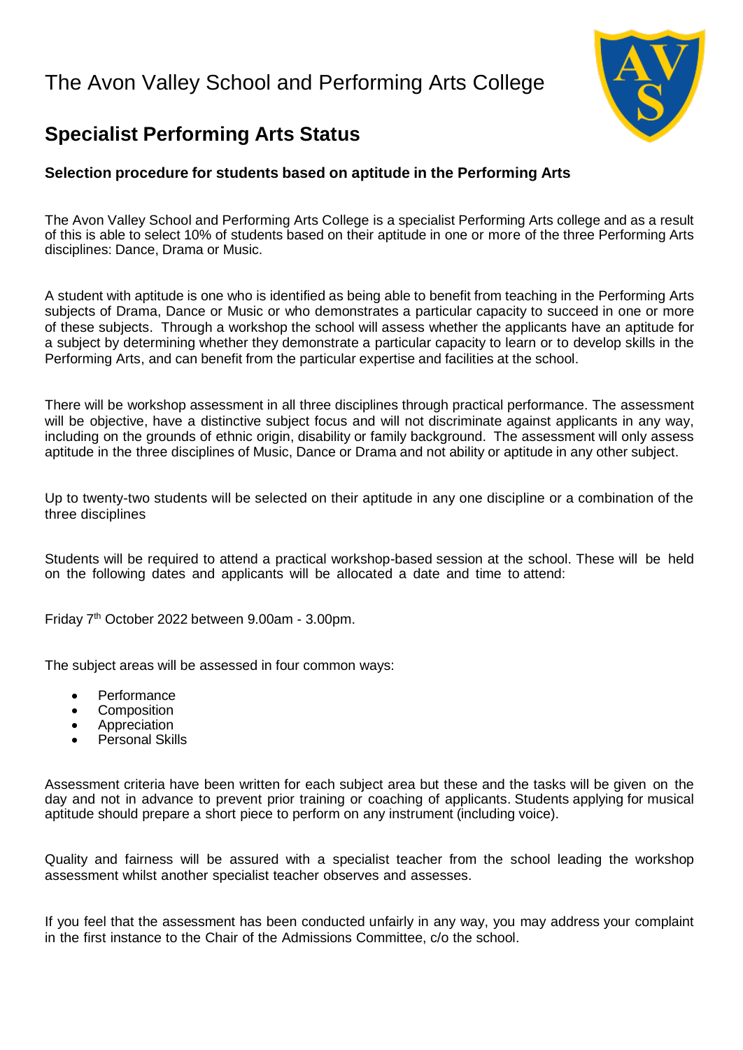# The Avon Valley School and Performing Arts College

## Specialist Performing Arts Status

### Selection procedure for students based on aptitude in the Performing Arts

The Avon Valley School and Performing Arts College is a specialist Performing Arts college and as a result of this is able to select 10% of students based on their aptitude in one or more of the three Performing Arts disciplines: Dance, Drama or Music.

A student with aptitude is one who is identified as being able to benefit from teaching in the Performing Arts subjects of Drama, Dance or Music or who demonstrates a particular capacity to succeed in one or more of these subjects. Through a workshop the school will assess whether the applicants have an aptitude for a subject by determining whether they demonstrate a particular capacity to learn or to develop skills in the Performing Arts, and can benefit from the particular expertise and facilities at the school.

There will be workshop assessment in all three disciplines through practical performance. The assessment will be objective, have a distinctive subject focus and will not discriminate against applicants in any way, including on the grounds of ethnic origin, disability or family background. The assessment will only assess aptitude in the three disciplines of Music, Dance or Drama and not ability or aptitude in any other subject.

Up to twenty-two students will be selected on their aptitude in any one discipline or a combination of the three disciplines

Students will be required to attend a practical workshop-based session at the school. These will be held on the following dates and applicants will be allocated a date and time to attend:

Friday 7th October 2022 between 9.00am - 3.00pm.

The subject areas will be assessed in four common ways:

- Performance
- Composition
- Appreciation
- Personal Skills

Assessment criteria have been written for each subject area but these and the tasks will be given on the day and not in advance to prevent prior training or coaching of applicants. Students applying for musical aptitude should prepare a short piece to perform on any instrument (including voice).

Quality and fairness will be assured with a specialist teacher from the school leading the workshop assessment whilst another specialist teacher observes and assesses.

If you feel that the assessment has been conducted unfairly in any way, you may address your complaint in the first instance to the Chair of the Admissions Committee, c/o the school.